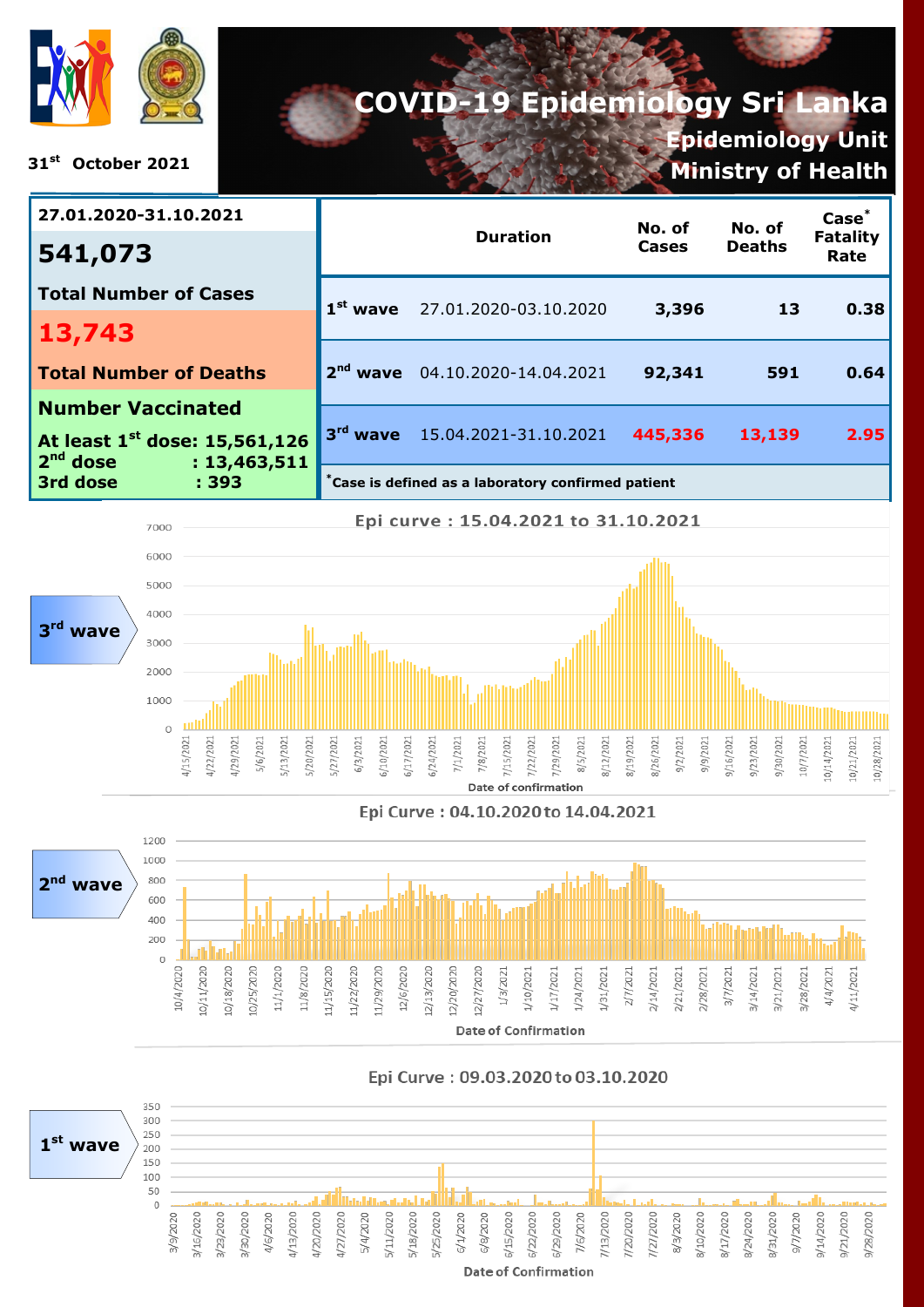# COVID-19 Epidemiology Sri Lanka

## Epidemiology Unit
## Ministry of Health

31st October 2021

**27.01.2020-31.10.2021**

**541,073**

**Total Number of Cases**

**13,743**

**Total Number of Deaths**

**Number Vaccinated**

**At least 1st dose: 15,561,126**
**2nd dose : 13,463,511**
**3rd dose : 393**

| | Duration | No. of Cases | No. of Deaths | Case* Fatality Rate |
|---|---|---|---|---|
| 1st wave | 27.01.2020-03.10.2020 | 3,396 | 13 | 0.38 |
| 2nd wave | 04.10.2020-14.04.2021 | 92,341 | 591 | 0.64 |
| 3rd wave | 15.04.2021-31.10.2021 | 445,336 | 13,139 | 2.95 |

*Case is defined as a laboratory confirmed patient

**3rd wave**

Epi curve : 15.04.2021 to 31.10.2021

Date of confirmation

**2nd wave**

Epi Curve : 04.10.2020 to 14.04.2021

Date of Confirmation

**1st wave**

Epi Curve : 09.03.2020 to 03.10.2020

Date of Confirmation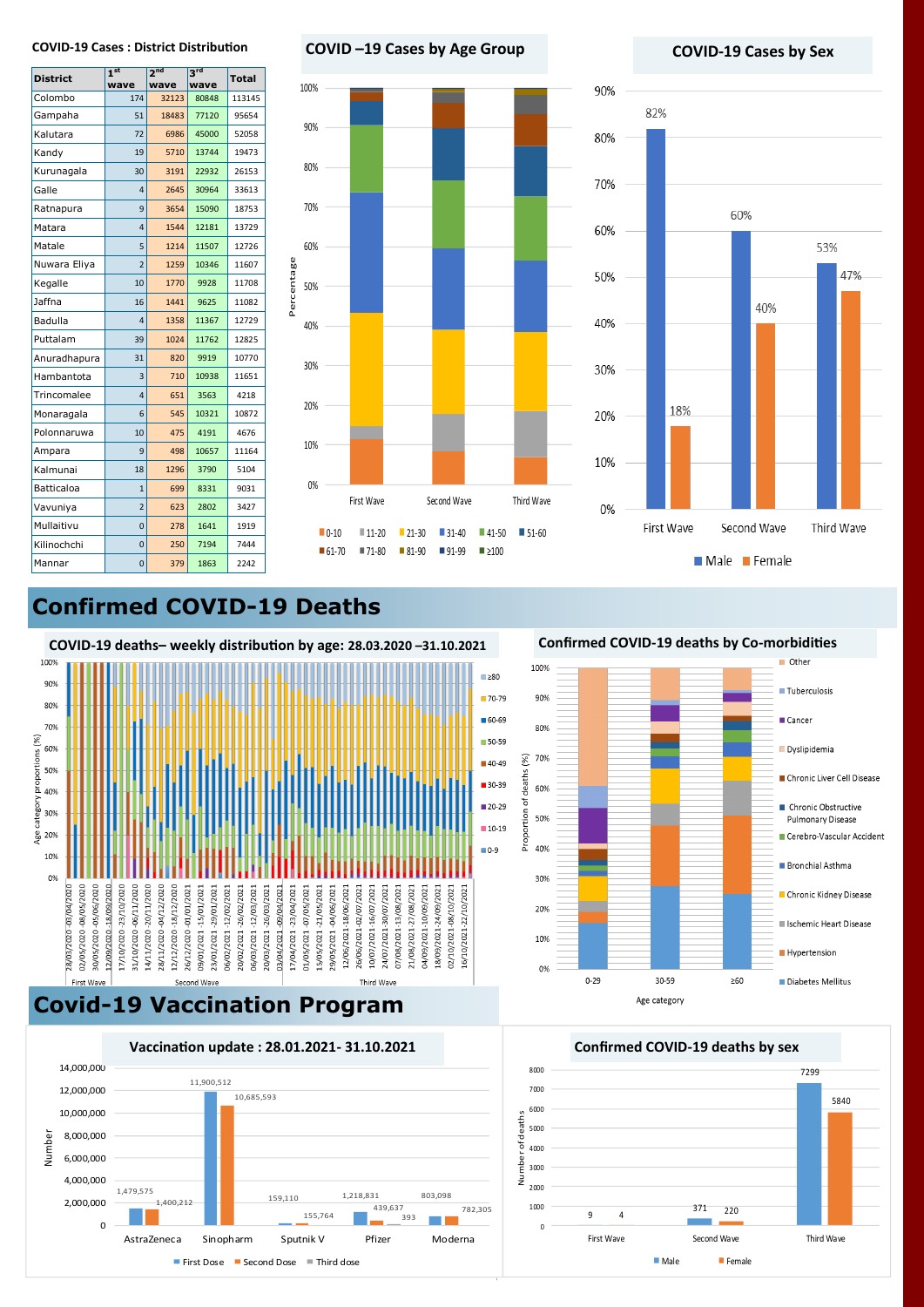**COVID-19 Cases : District Distribution**

| District | 1st wave | 2nd wave | 3rd wave | Total |
| --- | --- | --- | --- | --- |
| Colombo | 174 | 32123 | 80848 | 113145 |
| Gampaha | 51 | 18483 | 77120 | 95654 |
| Kalutara | 72 | 6986 | 45000 | 52058 |
| Kandy | 19 | 5710 | 13744 | 19473 |
| Kurunagala | 30 | 3191 | 22932 | 26153 |
| Galle | 4 | 2645 | 30964 | 33613 |
| Ratnapura | 9 | 3654 | 15090 | 18753 |
| Matara | 4 | 1544 | 12181 | 13729 |
| Matale | 5 | 1214 | 11507 | 12726 |
| Nuwara Eliya | 2 | 1259 | 10346 | 11607 |
| Kegalle | 10 | 1770 | 9928 | 11708 |
| Jaffna | 16 | 1441 | 9625 | 11082 |
| Badulla | 4 | 1358 | 11367 | 12729 |
| Puttalam | 39 | 1024 | 11762 | 12825 |
| Anuradhapura | 31 | 820 | 9919 | 10770 |
| Hambantota | 3 | 710 | 10938 | 11651 |
| Trincomalee | 4 | 651 | 3563 | 4218 |
| Monaragala | 6 | 545 | 10321 | 10872 |
| Polonnaruwa | 10 | 475 | 4191 | 4676 |
| Ampara | 9 | 498 | 10657 | 11164 |
| Kalmunai | 18 | 1296 | 3790 | 5104 |
| Batticaloa | 1 | 699 | 8331 | 9031 |
| Vavuniya | 2 | 623 | 2802 | 3427 |
| Mullaitivu | 0 | 278 | 1641 | 1919 |
| Kilinochchi | 0 | 250 | 7194 | 7444 |
| Mannar | 0 | 379 | 1863 | 2242 |

**COVID –19 Cases by Age Group**

Percentage

0% 10% 20% 30% 40% 50% 60% 70% 80% 90% 100%

First Wave | Second Wave | Third Wave

0-10, 11-20, 21-30, 31-40, 41-50, 51-60, 61-70, 71-80, 81-90, 91-99, ≥100

**COVID-19 Cases by Sex**

First Wave: 82%, 18%
Second Wave: 60%, 40%
Third Wave: 53%, 47%

Male, Female

# Confirmed COVID-19 Deaths

**COVID-19 deaths– weekly distribution by age: 28.03.2020 –31.10.2021**

Age category proportions (%)

≥80, 70-79, 60-69, 50-59, 40-49, 30-39, 20-29, 10-19, 0-9

First Wave | Second Wave | Third Wave

**Confirmed COVID-19 deaths by Co-morbidities**

Proportion of deaths (%)

0-29 | 30-59 | ≥60

Age category

Other, Tuberculosis, Cancer, Dyslipidemia, Chronic Liver Cell Disease, Chronic Obstructive Pulmonary Disease, Cerebro-Vascular Accident, Bronchial Asthma, Chronic Kidney Disease, Ischemic Heart Disease, Hypertension, Diabetes Mellitus

# Covid-19 Vaccination Program

**Vaccination update : 28.01.2021- 31.10.2021**

Number

AstraZeneca: 1,479,575; 1,400,212
Sinopharm: 11,900,512; 10,685,593
Sputnik V: 159,110; 155,764
Pfizer: 1,218,831; 439,637; 393
Moderna: 803,098; 782,305

First Dose, Second Dose, Third dose

**Confirmed COVID-19 deaths by sex**

Number of deaths

First Wave: 9; 4
Second Wave: 371; 220
Third Wave: 7299; 5840

Male, Female